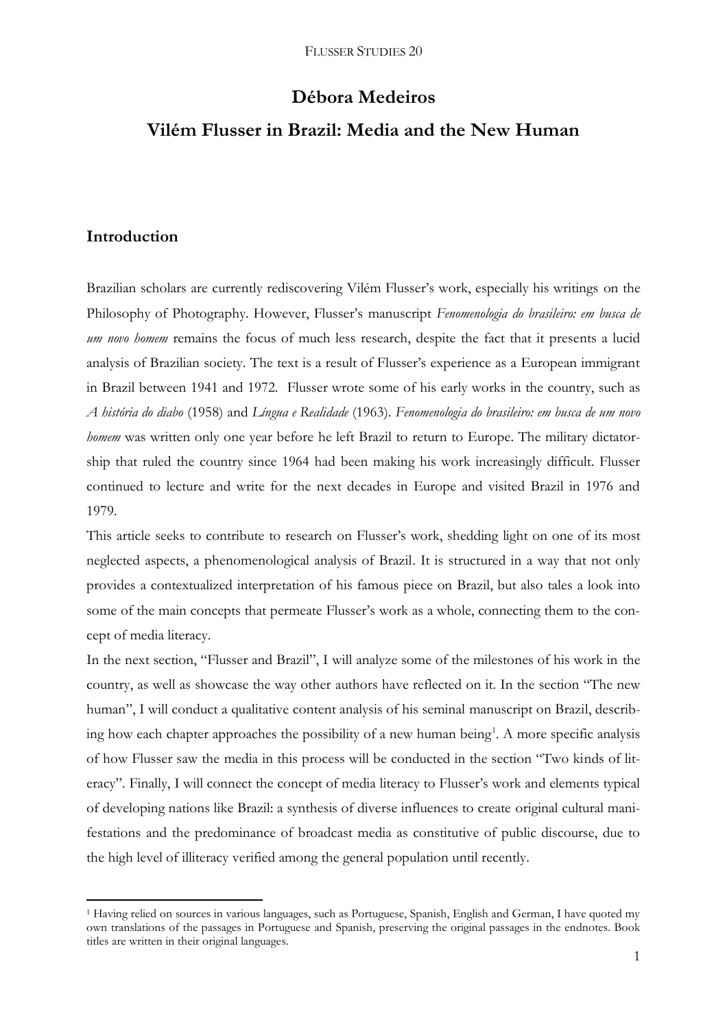# Débora Medeiros

# Vilém Flusser in Brazil: Media and the New Human

## Introduction

Brazilian scholars are currently rediscovering Vilém Flusser's work, especially his writings on the Philosophy of Photography. However, Flusser's manuscript *Fenomenologia do brasileiro: em busca de um novo homem* remains the focus of much less research, despite the fact that it presents a lucid analysis of Brazilian society. The text is a result of Flusser's experience as a European immigrant in Brazil between 1941 and 1972. Flusser wrote some of his early works in the country, such as *A história do diabo* (1958) and *Língua e Realidade* (1963). *Fenomenologia do brasileiro: em busca de um novo homem* was written only one year before he left Brazil to return to Europe. The military dictatorship that ruled the country since 1964 had been making his work increasingly difficult. Flusser continued to lecture and write for the next decades in Europe and visited Brazil in 1976 and 1979.

This article seeks to contribute to research on Flusser's work, shedding light on one of its most neglected aspects, a phenomenological analysis of Brazil. It is structured in a way that not only provides a contextualized interpretation of his famous piece on Brazil, but also tales a look into some of the main concepts that permeate Flusser's work as a whole, connecting them to the concept of media literacy.

In the next section, "Flusser and Brazil", I will analyze some of the milestones of his work in the country, as well as showcase the way other authors have reflected on it. In the section "The new human", I will conduct a qualitative content analysis of his seminal manuscript on Brazil, describing how each chapter approaches the possibility of a new human being[1]. A more specific analysis of how Flusser saw the media in this process will be conducted in the section "Two kinds of literacy". Finally, I will connect the concept of media literacy to Flusser's work and elements typical of developing nations like Brazil: a synthesis of diverse influences to create original cultural manifestations and the predominance of broadcast media as constitutive of public discourse, due to the high level of illiteracy verified among the general population until recently.

[1] Having relied on sources in various languages, such as Portuguese, Spanish, English and German, I have quoted my own translations of the passages in Portuguese and Spanish, preserving the original passages in the endnotes. Book titles are written in their original languages.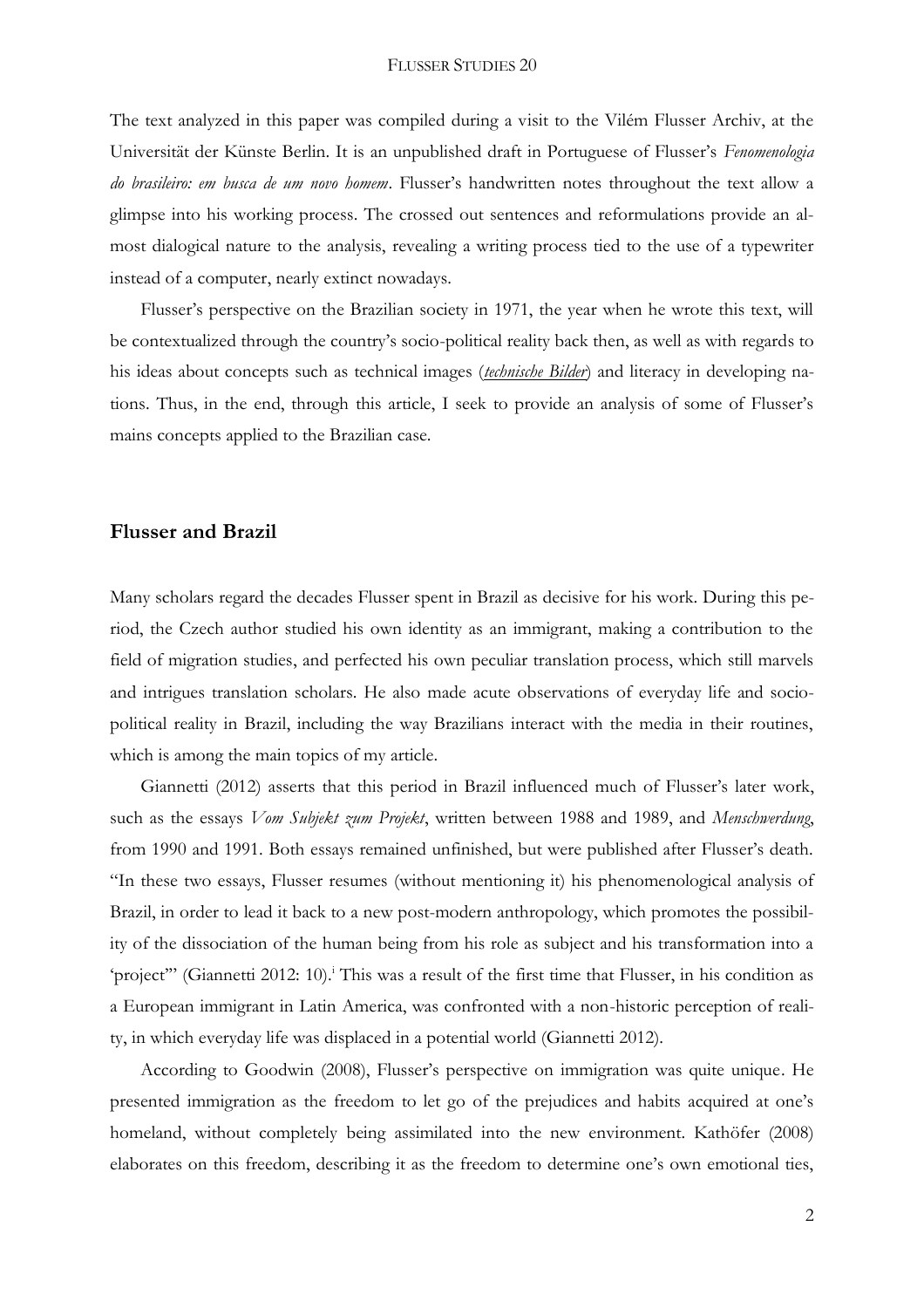The text analyzed in this paper was compiled during a visit to the Vilém Flusser Archiv, at the Universität der Künste Berlin. It is an unpublished draft in Portuguese of Flusser's *Fenomenologia do brasileiro: em busca de um novo homem*. Flusser's handwritten notes throughout the text allow a glimpse into his working process. The crossed out sentences and reformulations provide an almost dialogical nature to the analysis, revealing a writing process tied to the use of a typewriter instead of a computer, nearly extinct nowadays.

Flusser's perspective on the Brazilian society in 1971, the year when he wrote this text, will be contextualized through the country's socio-political reality back then, as well as with regards to his ideas about concepts such as technical images (*technische Bilder*) and literacy in developing nations. Thus, in the end, through this article, I seek to provide an analysis of some of Flusser's mains concepts applied to the Brazilian case.

## Flusser and Brazil

Many scholars regard the decades Flusser spent in Brazil as decisive for his work. During this period, the Czech author studied his own identity as an immigrant, making a contribution to the field of migration studies, and perfected his own peculiar translation process, which still marvels and intrigues translation scholars. He also made acute observations of everyday life and socio-political reality in Brazil, including the way Brazilians interact with the media in their routines, which is among the main topics of my article.

Giannetti (2012) asserts that this period in Brazil influenced much of Flusser's later work, such as the essays *Vom Subjekt zum Projekt*, written between 1988 and 1989, and *Menschwerdung*, from 1990 and 1991. Both essays remained unfinished, but were published after Flusser's death. "In these two essays, Flusser resumes (without mentioning it) his phenomenological analysis of Brazil, in order to lead it back to a new post-modern anthropology, which promotes the possibility of the dissociation of the human being from his role as subject and his transformation into a 'project'" (Giannetti 2012: 10).[i] This was a result of the first time that Flusser, in his condition as a European immigrant in Latin America, was confronted with a non-historic perception of reality, in which everyday life was displaced in a potential world (Giannetti 2012).

According to Goodwin (2008), Flusser's perspective on immigration was quite unique. He presented immigration as the freedom to let go of the prejudices and habits acquired at one's homeland, without completely being assimilated into the new environment. Kathöfer (2008) elaborates on this freedom, describing it as the freedom to determine one's own emotional ties,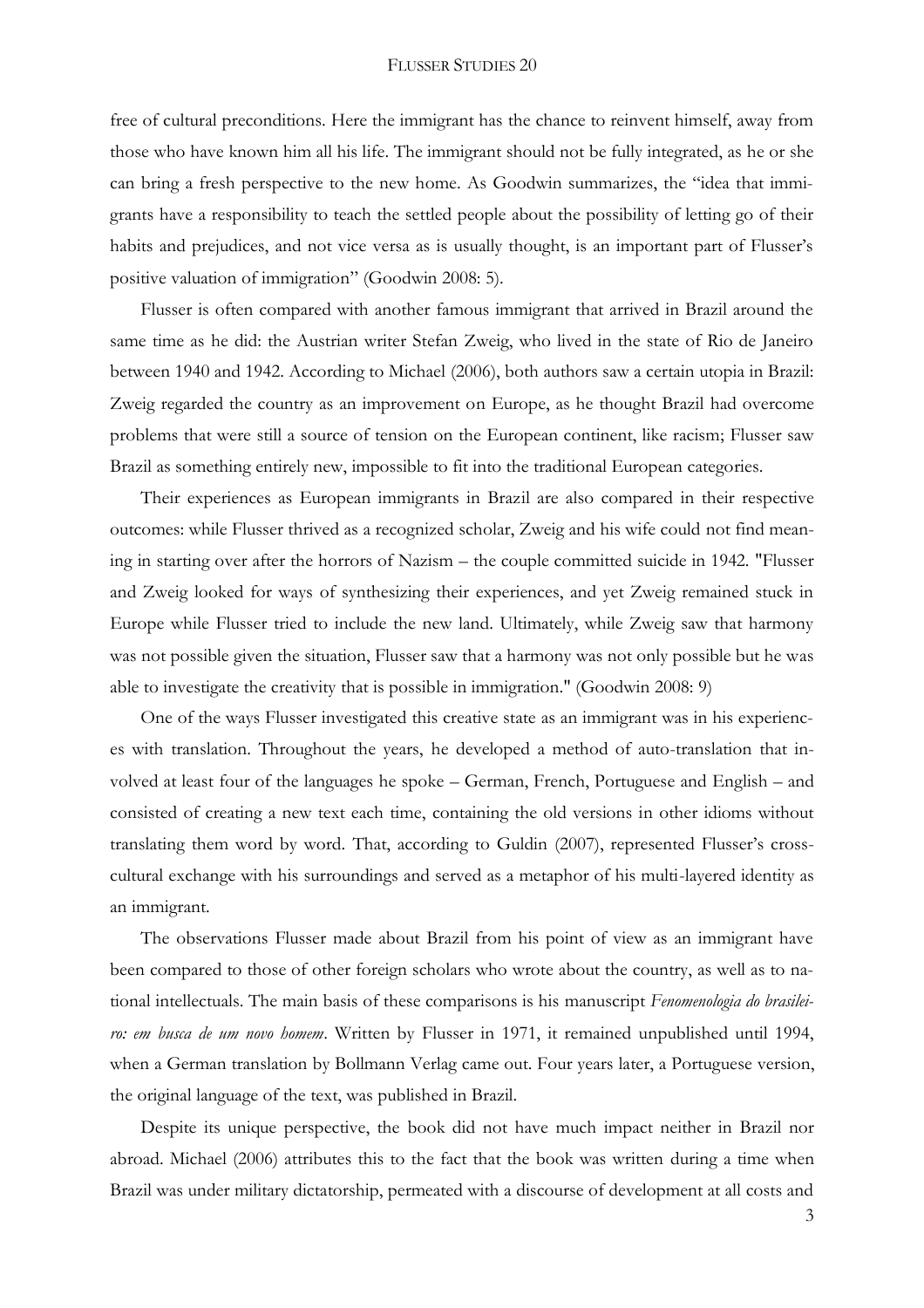free of cultural preconditions. Here the immigrant has the chance to reinvent himself, away from those who have known him all his life. The immigrant should not be fully integrated, as he or she can bring a fresh perspective to the new home. As Goodwin summarizes, the "idea that immigrants have a responsibility to teach the settled people about the possibility of letting go of their habits and prejudices, and not vice versa as is usually thought, is an important part of Flusser's positive valuation of immigration" (Goodwin 2008: 5).

Flusser is often compared with another famous immigrant that arrived in Brazil around the same time as he did: the Austrian writer Stefan Zweig, who lived in the state of Rio de Janeiro between 1940 and 1942. According to Michael (2006), both authors saw a certain utopia in Brazil: Zweig regarded the country as an improvement on Europe, as he thought Brazil had overcome problems that were still a source of tension on the European continent, like racism; Flusser saw Brazil as something entirely new, impossible to fit into the traditional European categories.

Their experiences as European immigrants in Brazil are also compared in their respective outcomes: while Flusser thrived as a recognized scholar, Zweig and his wife could not find meaning in starting over after the horrors of Nazism – the couple committed suicide in 1942. "Flusser and Zweig looked for ways of synthesizing their experiences, and yet Zweig remained stuck in Europe while Flusser tried to include the new land. Ultimately, while Zweig saw that harmony was not possible given the situation, Flusser saw that a harmony was not only possible but he was able to investigate the creativity that is possible in immigration." (Goodwin 2008: 9)

One of the ways Flusser investigated this creative state as an immigrant was in his experiences with translation. Throughout the years, he developed a method of auto-translation that involved at least four of the languages he spoke – German, French, Portuguese and English – and consisted of creating a new text each time, containing the old versions in other idioms without translating them word by word. That, according to Guldin (2007), represented Flusser's cross-cultural exchange with his surroundings and served as a metaphor of his multi-layered identity as an immigrant.

The observations Flusser made about Brazil from his point of view as an immigrant have been compared to those of other foreign scholars who wrote about the country, as well as to national intellectuals. The main basis of these comparisons is his manuscript *Fenomenologia do brasileiro: em busca de um novo homem*. Written by Flusser in 1971, it remained unpublished until 1994, when a German translation by Bollmann Verlag came out. Four years later, a Portuguese version, the original language of the text, was published in Brazil.

Despite its unique perspective, the book did not have much impact neither in Brazil nor abroad. Michael (2006) attributes this to the fact that the book was written during a time when Brazil was under military dictatorship, permeated with a discourse of development at all costs and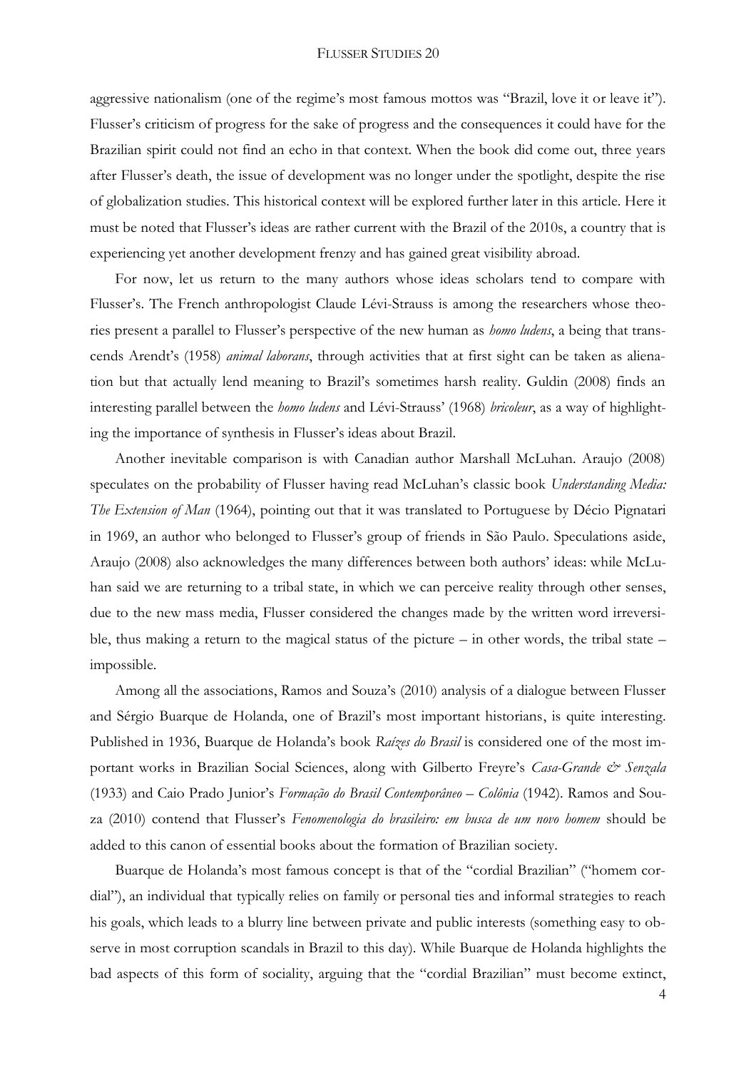aggressive nationalism (one of the regime's most famous mottos was "Brazil, love it or leave it"). Flusser's criticism of progress for the sake of progress and the consequences it could have for the Brazilian spirit could not find an echo in that context. When the book did come out, three years after Flusser's death, the issue of development was no longer under the spotlight, despite the rise of globalization studies. This historical context will be explored further later in this article. Here it must be noted that Flusser's ideas are rather current with the Brazil of the 2010s, a country that is experiencing yet another development frenzy and has gained great visibility abroad.

For now, let us return to the many authors whose ideas scholars tend to compare with Flusser's. The French anthropologist Claude Lévi-Strauss is among the researchers whose theories present a parallel to Flusser's perspective of the new human as *homo ludens*, a being that transcends Arendt's (1958) *animal laborans*, through activities that at first sight can be taken as alienation but that actually lend meaning to Brazil's sometimes harsh reality. Guldin (2008) finds an interesting parallel between the *homo ludens* and Lévi-Strauss' (1968) *bricoleur*, as a way of highlighting the importance of synthesis in Flusser's ideas about Brazil.

Another inevitable comparison is with Canadian author Marshall McLuhan. Araujo (2008) speculates on the probability of Flusser having read McLuhan's classic book *Understanding Media: The Extension of Man* (1964), pointing out that it was translated to Portuguese by Décio Pignatari in 1969, an author who belonged to Flusser's group of friends in São Paulo. Speculations aside, Araujo (2008) also acknowledges the many differences between both authors' ideas: while McLuhan said we are returning to a tribal state, in which we can perceive reality through other senses, due to the new mass media, Flusser considered the changes made by the written word irreversible, thus making a return to the magical status of the picture – in other words, the tribal state – impossible.

Among all the associations, Ramos and Souza's (2010) analysis of a dialogue between Flusser and Sérgio Buarque de Holanda, one of Brazil's most important historians, is quite interesting. Published in 1936, Buarque de Holanda's book *Raízes do Brasil* is considered one of the most important works in Brazilian Social Sciences, along with Gilberto Freyre's *Casa-Grande & Senzala* (1933) and Caio Prado Junior's *Formação do Brasil Contemporâneo – Colônia* (1942). Ramos and Souza (2010) contend that Flusser's *Fenomenologia do brasileiro: em busca de um novo homem* should be added to this canon of essential books about the formation of Brazilian society.

Buarque de Holanda's most famous concept is that of the "cordial Brazilian" ("homem cordial"), an individual that typically relies on family or personal ties and informal strategies to reach his goals, which leads to a blurry line between private and public interests (something easy to observe in most corruption scandals in Brazil to this day). While Buarque de Holanda highlights the bad aspects of this form of sociality, arguing that the "cordial Brazilian" must become extinct,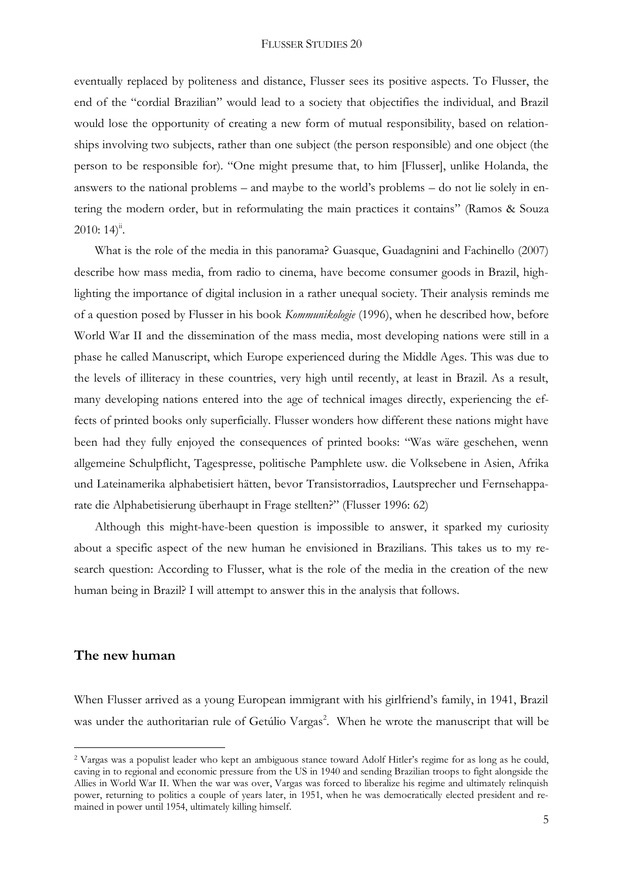eventually replaced by politeness and distance, Flusser sees its positive aspects. To Flusser, the end of the "cordial Brazilian" would lead to a society that objectifies the individual, and Brazil would lose the opportunity of creating a new form of mutual responsibility, based on relationships involving two subjects, rather than one subject (the person responsible) and one object (the person to be responsible for). "One might presume that, to him [Flusser], unlike Holanda, the answers to the national problems – and maybe to the world's problems – do not lie solely in entering the modern order, but in reformulating the main practices it contains" (Ramos & Souza 2010: 14)[ii].

What is the role of the media in this panorama? Guasque, Guadagnini and Fachinello (2007) describe how mass media, from radio to cinema, have become consumer goods in Brazil, highlighting the importance of digital inclusion in a rather unequal society. Their analysis reminds me of a question posed by Flusser in his book *Kommunikologie* (1996), when he described how, before World War II and the dissemination of the mass media, most developing nations were still in a phase he called Manuscript, which Europe experienced during the Middle Ages. This was due to the levels of illiteracy in these countries, very high until recently, at least in Brazil. As a result, many developing nations entered into the age of technical images directly, experiencing the effects of printed books only superficially. Flusser wonders how different these nations might have been had they fully enjoyed the consequences of printed books: "Was wäre geschehen, wenn allgemeine Schulpflicht, Tagespresse, politische Pamphlete usw. die Volksebene in Asien, Afrika und Lateinamerika alphabetisiert hätten, bevor Transistorradios, Lautsprecher und Fernsehapparate die Alphabetisierung überhaupt in Frage stellten?" (Flusser 1996: 62)

Although this might-have-been question is impossible to answer, it sparked my curiosity about a specific aspect of the new human he envisioned in Brazilians. This takes us to my research question: According to Flusser, what is the role of the media in the creation of the new human being in Brazil? I will attempt to answer this in the analysis that follows.

## The new human

When Flusser arrived as a young European immigrant with his girlfriend's family, in 1941, Brazil was under the authoritarian rule of Getúlio Vargas[2]. When he wrote the manuscript that will be

[2] Vargas was a populist leader who kept an ambiguous stance toward Adolf Hitler's regime for as long as he could, caving in to regional and economic pressure from the US in 1940 and sending Brazilian troops to fight alongside the Allies in World War II. When the war was over, Vargas was forced to liberalize his regime and ultimately relinquish power, returning to politics a couple of years later, in 1951, when he was democratically elected president and remained in power until 1954, ultimately killing himself.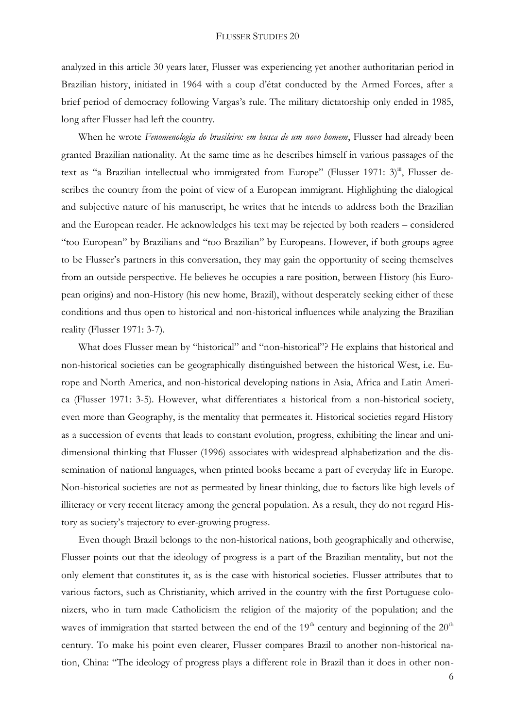analyzed in this article 30 years later, Flusser was experiencing yet another authoritarian period in Brazilian history, initiated in 1964 with a coup d'état conducted by the Armed Forces, after a brief period of democracy following Vargas's rule. The military dictatorship only ended in 1985, long after Flusser had left the country.

When he wrote *Fenomenologia do brasileiro: em busca de um novo homem*, Flusser had already been granted Brazilian nationality. At the same time as he describes himself in various passages of the text as "a Brazilian intellectual who immigrated from Europe" (Flusser 1971: 3)[iii], Flusser describes the country from the point of view of a European immigrant. Highlighting the dialogical and subjective nature of his manuscript, he writes that he intends to address both the Brazilian and the European reader. He acknowledges his text may be rejected by both readers – considered "too European" by Brazilians and "too Brazilian" by Europeans. However, if both groups agree to be Flusser's partners in this conversation, they may gain the opportunity of seeing themselves from an outside perspective. He believes he occupies a rare position, between History (his European origins) and non-History (his new home, Brazil), without desperately seeking either of these conditions and thus open to historical and non-historical influences while analyzing the Brazilian reality (Flusser 1971: 3-7).

What does Flusser mean by "historical" and "non-historical"? He explains that historical and non-historical societies can be geographically distinguished between the historical West, i.e. Europe and North America, and non-historical developing nations in Asia, Africa and Latin America (Flusser 1971: 3-5). However, what differentiates a historical from a non-historical society, even more than Geography, is the mentality that permeates it. Historical societies regard History as a succession of events that leads to constant evolution, progress, exhibiting the linear and unidimensional thinking that Flusser (1996) associates with widespread alphabetization and the dissemination of national languages, when printed books became a part of everyday life in Europe. Non-historical societies are not as permeated by linear thinking, due to factors like high levels of illiteracy or very recent literacy among the general population. As a result, they do not regard History as society's trajectory to ever-growing progress.

Even though Brazil belongs to the non-historical nations, both geographically and otherwise, Flusser points out that the ideology of progress is a part of the Brazilian mentality, but not the only element that constitutes it, as is the case with historical societies. Flusser attributes that to various factors, such as Christianity, which arrived in the country with the first Portuguese colonizers, who in turn made Catholicism the religion of the majority of the population; and the waves of immigration that started between the end of the 19th century and beginning of the 20th century. To make his point even clearer, Flusser compares Brazil to another non-historical nation, China: "The ideology of progress plays a different role in Brazil than it does in other non-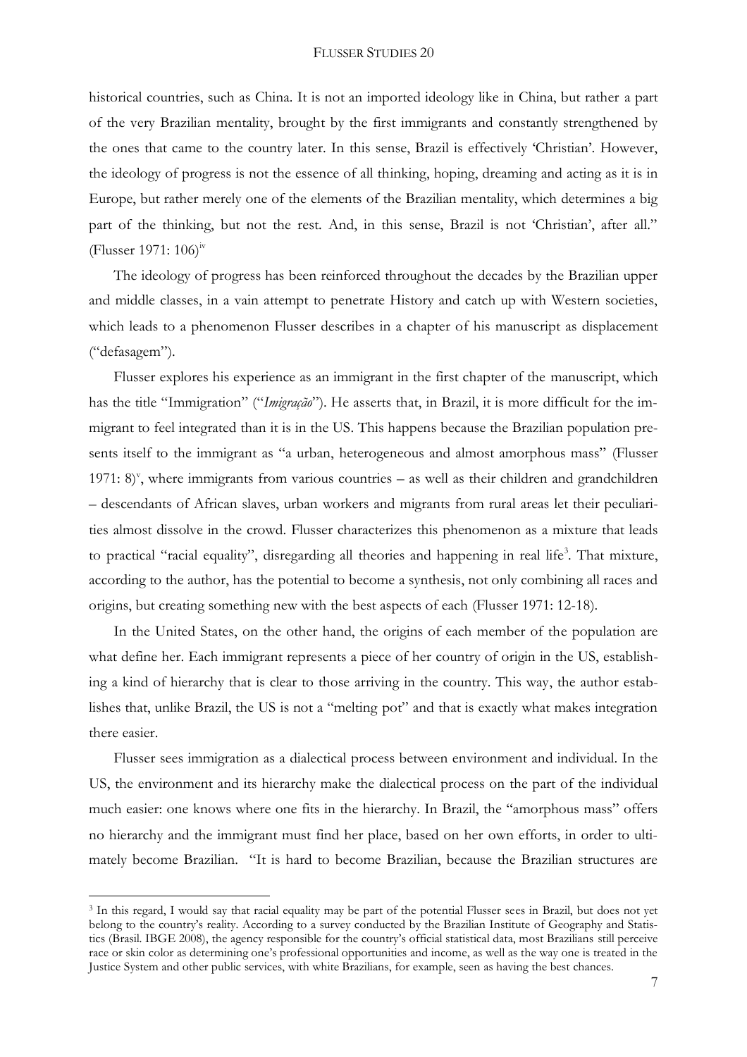historical countries, such as China. It is not an imported ideology like in China, but rather a part of the very Brazilian mentality, brought by the first immigrants and constantly strengthened by the ones that came to the country later. In this sense, Brazil is effectively 'Christian'. However, the ideology of progress is not the essence of all thinking, hoping, dreaming and acting as it is in Europe, but rather merely one of the elements of the Brazilian mentality, which determines a big part of the thinking, but not the rest. And, in this sense, Brazil is not 'Christian', after all." (Flusser 1971: 106)[iv]

The ideology of progress has been reinforced throughout the decades by the Brazilian upper and middle classes, in a vain attempt to penetrate History and catch up with Western societies, which leads to a phenomenon Flusser describes in a chapter of his manuscript as displacement ("defasagem").

Flusser explores his experience as an immigrant in the first chapter of the manuscript, which has the title "Immigration" ("*Imigração*"). He asserts that, in Brazil, it is more difficult for the immigrant to feel integrated than it is in the US. This happens because the Brazilian population presents itself to the immigrant as "a urban, heterogeneous and almost amorphous mass" (Flusser 1971: 8)[v], where immigrants from various countries – as well as their children and grandchildren – descendants of African slaves, urban workers and migrants from rural areas let their peculiarities almost dissolve in the crowd. Flusser characterizes this phenomenon as a mixture that leads to practical "racial equality", disregarding all theories and happening in real life[3]. That mixture, according to the author, has the potential to become a synthesis, not only combining all races and origins, but creating something new with the best aspects of each (Flusser 1971: 12-18).

In the United States, on the other hand, the origins of each member of the population are what define her. Each immigrant represents a piece of her country of origin in the US, establishing a kind of hierarchy that is clear to those arriving in the country. This way, the author establishes that, unlike Brazil, the US is not a "melting pot" and that is exactly what makes integration there easier.

Flusser sees immigration as a dialectical process between environment and individual. In the US, the environment and its hierarchy make the dialectical process on the part of the individual much easier: one knows where one fits in the hierarchy. In Brazil, the "amorphous mass" offers no hierarchy and the immigrant must find her place, based on her own efforts, in order to ultimately become Brazilian. "It is hard to become Brazilian, because the Brazilian structures are

---

[3] In this regard, I would say that racial equality may be part of the potential Flusser sees in Brazil, but does not yet belong to the country's reality. According to a survey conducted by the Brazilian Institute of Geography and Statistics (Brasil. IBGE 2008), the agency responsible for the country's official statistical data, most Brazilians still perceive race or skin color as determining one's professional opportunities and income, as well as the way one is treated in the Justice System and other public services, with white Brazilians, for example, seen as having the best chances.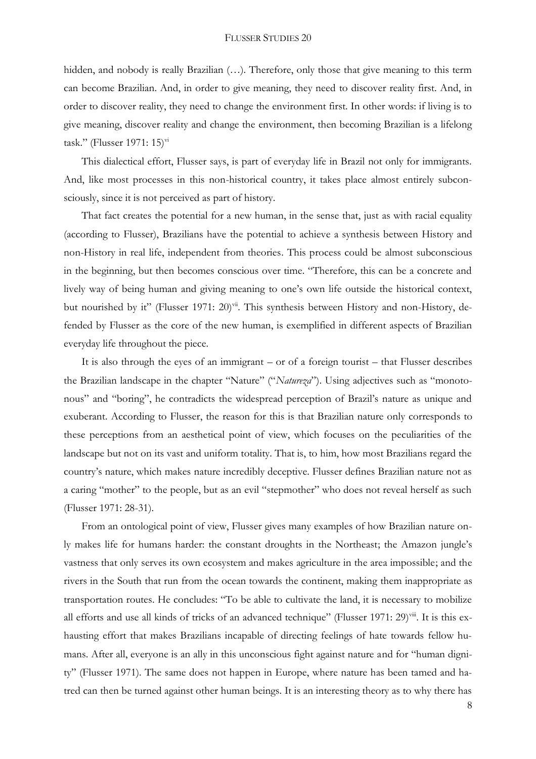hidden, and nobody is really Brazilian (…). Therefore, only those that give meaning to this term can become Brazilian. And, in order to give meaning, they need to discover reality first. And, in order to discover reality, they need to change the environment first. In other words: if living is to give meaning, discover reality and change the environment, then becoming Brazilian is a lifelong task." (Flusser 1971: 15)[vi]

This dialectical effort, Flusser says, is part of everyday life in Brazil not only for immigrants. And, like most processes in this non-historical country, it takes place almost entirely subconsciously, since it is not perceived as part of history.

That fact creates the potential for a new human, in the sense that, just as with racial equality (according to Flusser), Brazilians have the potential to achieve a synthesis between History and non-History in real life, independent from theories. This process could be almost subconscious in the beginning, but then becomes conscious over time. "Therefore, this can be a concrete and lively way of being human and giving meaning to one's own life outside the historical context, but nourished by it" (Flusser 1971: 20)[vii]. This synthesis between History and non-History, defended by Flusser as the core of the new human, is exemplified in different aspects of Brazilian everyday life throughout the piece.

It is also through the eyes of an immigrant – or of a foreign tourist – that Flusser describes the Brazilian landscape in the chapter "Nature" ("*Natureza*"). Using adjectives such as "monotonous" and "boring", he contradicts the widespread perception of Brazil's nature as unique and exuberant. According to Flusser, the reason for this is that Brazilian nature only corresponds to these perceptions from an aesthetical point of view, which focuses on the peculiarities of the landscape but not on its vast and uniform totality. That is, to him, how most Brazilians regard the country's nature, which makes nature incredibly deceptive. Flusser defines Brazilian nature not as a caring "mother" to the people, but as an evil "stepmother" who does not reveal herself as such (Flusser 1971: 28-31).

From an ontological point of view, Flusser gives many examples of how Brazilian nature only makes life for humans harder: the constant droughts in the Northeast; the Amazon jungle's vastness that only serves its own ecosystem and makes agriculture in the area impossible; and the rivers in the South that run from the ocean towards the continent, making them inappropriate as transportation routes. He concludes: "To be able to cultivate the land, it is necessary to mobilize all efforts and use all kinds of tricks of an advanced technique" (Flusser 1971: 29)[viii]. It is this exhausting effort that makes Brazilians incapable of directing feelings of hate towards fellow humans. After all, everyone is an ally in this unconscious fight against nature and for "human dignity" (Flusser 1971). The same does not happen in Europe, where nature has been tamed and hatred can then be turned against other human beings. It is an interesting theory as to why there has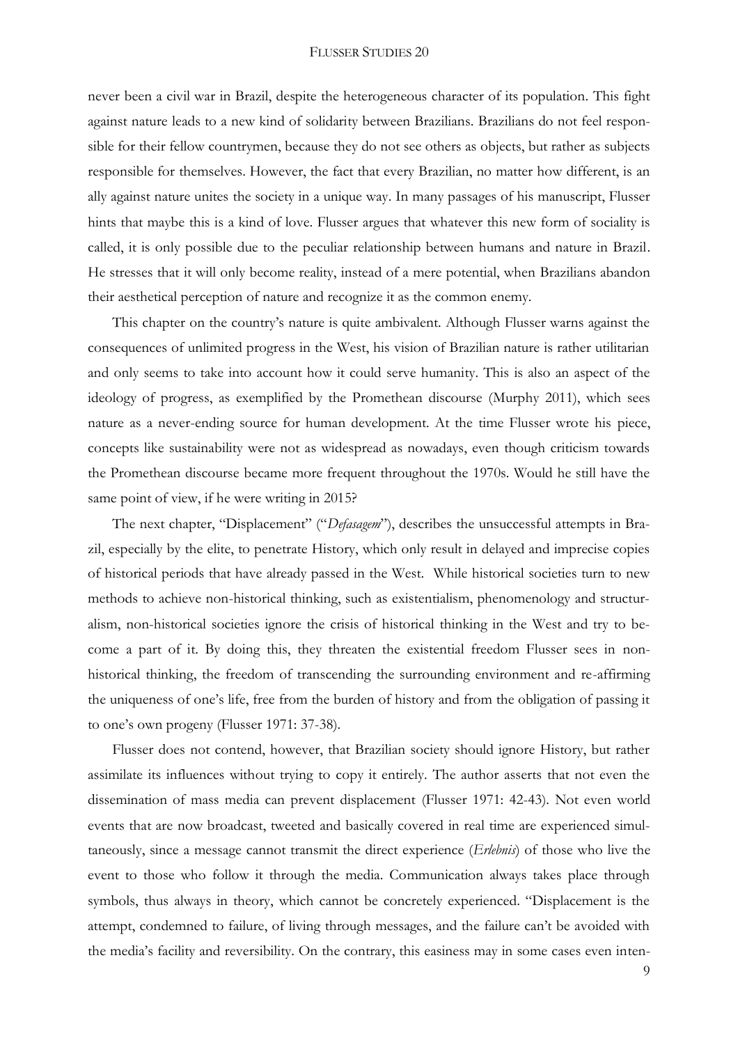never been a civil war in Brazil, despite the heterogeneous character of its population. This fight against nature leads to a new kind of solidarity between Brazilians. Brazilians do not feel responsible for their fellow countrymen, because they do not see others as objects, but rather as subjects responsible for themselves. However, the fact that every Brazilian, no matter how different, is an ally against nature unites the society in a unique way. In many passages of his manuscript, Flusser hints that maybe this is a kind of love. Flusser argues that whatever this new form of sociality is called, it is only possible due to the peculiar relationship between humans and nature in Brazil. He stresses that it will only become reality, instead of a mere potential, when Brazilians abandon their aesthetical perception of nature and recognize it as the common enemy.

This chapter on the country's nature is quite ambivalent. Although Flusser warns against the consequences of unlimited progress in the West, his vision of Brazilian nature is rather utilitarian and only seems to take into account how it could serve humanity. This is also an aspect of the ideology of progress, as exemplified by the Promethean discourse (Murphy 2011), which sees nature as a never-ending source for human development. At the time Flusser wrote his piece, concepts like sustainability were not as widespread as nowadays, even though criticism towards the Promethean discourse became more frequent throughout the 1970s. Would he still have the same point of view, if he were writing in 2015?

The next chapter, "Displacement" ("*Defasagem*"), describes the unsuccessful attempts in Brazil, especially by the elite, to penetrate History, which only result in delayed and imprecise copies of historical periods that have already passed in the West. While historical societies turn to new methods to achieve non-historical thinking, such as existentialism, phenomenology and structuralism, non-historical societies ignore the crisis of historical thinking in the West and try to become a part of it. By doing this, they threaten the existential freedom Flusser sees in non-historical thinking, the freedom of transcending the surrounding environment and re-affirming the uniqueness of one's life, free from the burden of history and from the obligation of passing it to one's own progeny (Flusser 1971: 37-38).

Flusser does not contend, however, that Brazilian society should ignore History, but rather assimilate its influences without trying to copy it entirely. The author asserts that not even the dissemination of mass media can prevent displacement (Flusser 1971: 42-43). Not even world events that are now broadcast, tweeted and basically covered in real time are experienced simultaneously, since a message cannot transmit the direct experience (*Erlebnis*) of those who live the event to those who follow it through the media. Communication always takes place through symbols, thus always in theory, which cannot be concretely experienced. "Displacement is the attempt, condemned to failure, of living through messages, and the failure can't be avoided with the media's facility and reversibility. On the contrary, this easiness may in some cases even inten-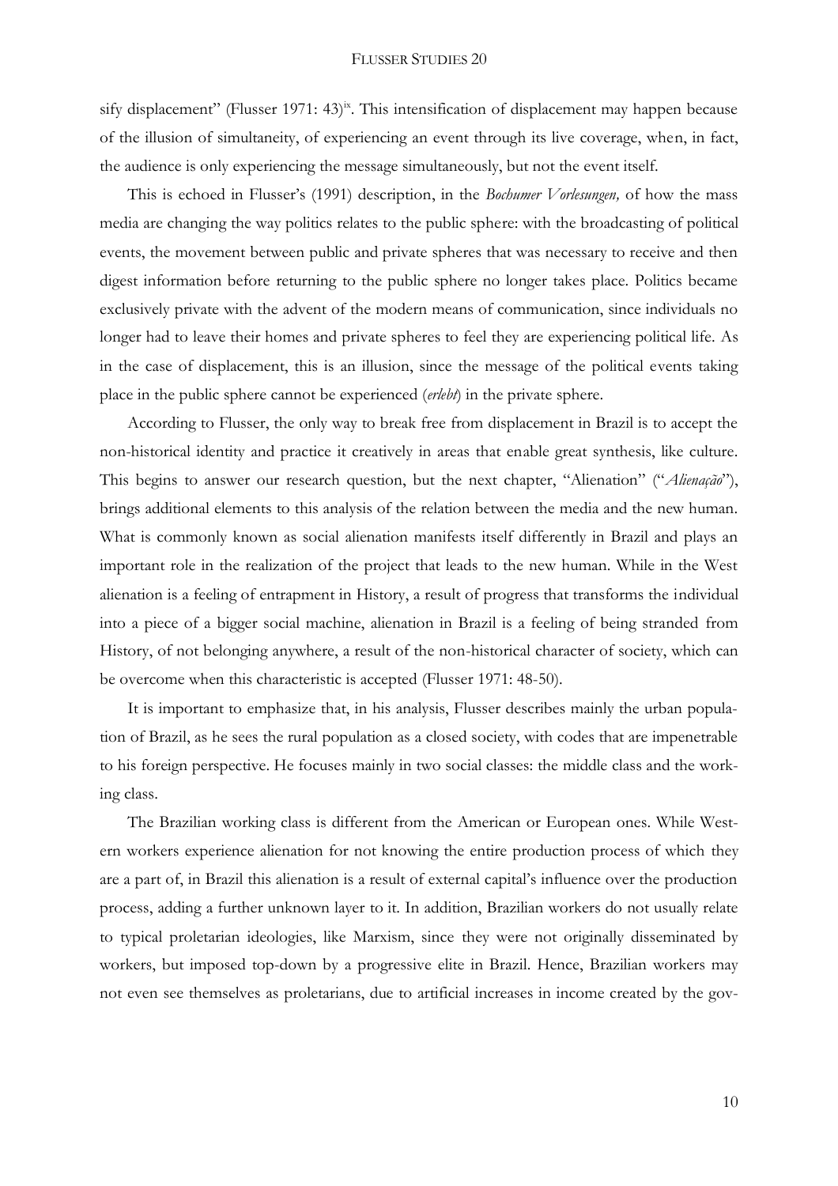sify displacement" (Flusser 1971: 43)[ix]. This intensification of displacement may happen because of the illusion of simultaneity, of experiencing an event through its live coverage, when, in fact, the audience is only experiencing the message simultaneously, but not the event itself.

This is echoed in Flusser's (1991) description, in the *Bochumer Vorlesungen,* of how the mass media are changing the way politics relates to the public sphere: with the broadcasting of political events, the movement between public and private spheres that was necessary to receive and then digest information before returning to the public sphere no longer takes place. Politics became exclusively private with the advent of the modern means of communication, since individuals no longer had to leave their homes and private spheres to feel they are experiencing political life. As in the case of displacement, this is an illusion, since the message of the political events taking place in the public sphere cannot be experienced (*erlebt*) in the private sphere.

According to Flusser, the only way to break free from displacement in Brazil is to accept the non-historical identity and practice it creatively in areas that enable great synthesis, like culture. This begins to answer our research question, but the next chapter, "Alienation" ("*Alienação*"), brings additional elements to this analysis of the relation between the media and the new human. What is commonly known as social alienation manifests itself differently in Brazil and plays an important role in the realization of the project that leads to the new human. While in the West alienation is a feeling of entrapment in History, a result of progress that transforms the individual into a piece of a bigger social machine, alienation in Brazil is a feeling of being stranded from History, of not belonging anywhere, a result of the non-historical character of society, which can be overcome when this characteristic is accepted (Flusser 1971: 48-50).

It is important to emphasize that, in his analysis, Flusser describes mainly the urban population of Brazil, as he sees the rural population as a closed society, with codes that are impenetrable to his foreign perspective. He focuses mainly in two social classes: the middle class and the working class.

The Brazilian working class is different from the American or European ones. While Western workers experience alienation for not knowing the entire production process of which they are a part of, in Brazil this alienation is a result of external capital's influence over the production process, adding a further unknown layer to it. In addition, Brazilian workers do not usually relate to typical proletarian ideologies, like Marxism, since they were not originally disseminated by workers, but imposed top-down by a progressive elite in Brazil. Hence, Brazilian workers may not even see themselves as proletarians, due to artificial increases in income created by the gov-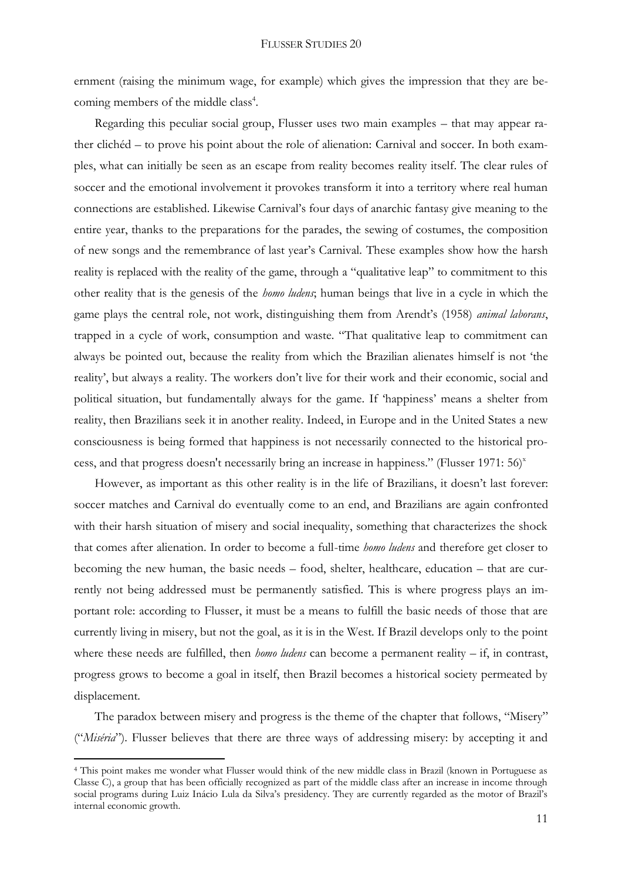ernment (raising the minimum wage, for example) which gives the impression that they are becoming members of the middle class[4].

Regarding this peculiar social group, Flusser uses two main examples – that may appear rather clichéd – to prove his point about the role of alienation: Carnival and soccer. In both examples, what can initially be seen as an escape from reality becomes reality itself. The clear rules of soccer and the emotional involvement it provokes transform it into a territory where real human connections are established. Likewise Carnival's four days of anarchic fantasy give meaning to the entire year, thanks to the preparations for the parades, the sewing of costumes, the composition of new songs and the remembrance of last year's Carnival. These examples show how the harsh reality is replaced with the reality of the game, through a "qualitative leap" to commitment to this other reality that is the genesis of the *homo ludens*; human beings that live in a cycle in which the game plays the central role, not work, distinguishing them from Arendt's (1958) *animal laborans*, trapped in a cycle of work, consumption and waste. "That qualitative leap to commitment can always be pointed out, because the reality from which the Brazilian alienates himself is not 'the reality', but always a reality. The workers don't live for their work and their economic, social and political situation, but fundamentally always for the game. If 'happiness' means a shelter from reality, then Brazilians seek it in another reality. Indeed, in Europe and in the United States a new consciousness is being formed that happiness is not necessarily connected to the historical process, and that progress doesn't necessarily bring an increase in happiness." (Flusser 1971: 56)[x]

However, as important as this other reality is in the life of Brazilians, it doesn't last forever: soccer matches and Carnival do eventually come to an end, and Brazilians are again confronted with their harsh situation of misery and social inequality, something that characterizes the shock that comes after alienation. In order to become a full-time *homo ludens* and therefore get closer to becoming the new human, the basic needs – food, shelter, healthcare, education – that are currently not being addressed must be permanently satisfied. This is where progress plays an important role: according to Flusser, it must be a means to fulfill the basic needs of those that are currently living in misery, but not the goal, as it is in the West. If Brazil develops only to the point where these needs are fulfilled, then *homo ludens* can become a permanent reality – if, in contrast, progress grows to become a goal in itself, then Brazil becomes a historical society permeated by displacement.

The paradox between misery and progress is the theme of the chapter that follows, "Misery" ("*Miséria*"). Flusser believes that there are three ways of addressing misery: by accepting it and

---

[4] This point makes me wonder what Flusser would think of the new middle class in Brazil (known in Portuguese as Classe C), a group that has been officially recognized as part of the middle class after an increase in income through social programs during Luiz Inácio Lula da Silva's presidency. They are currently regarded as the motor of Brazil's internal economic growth.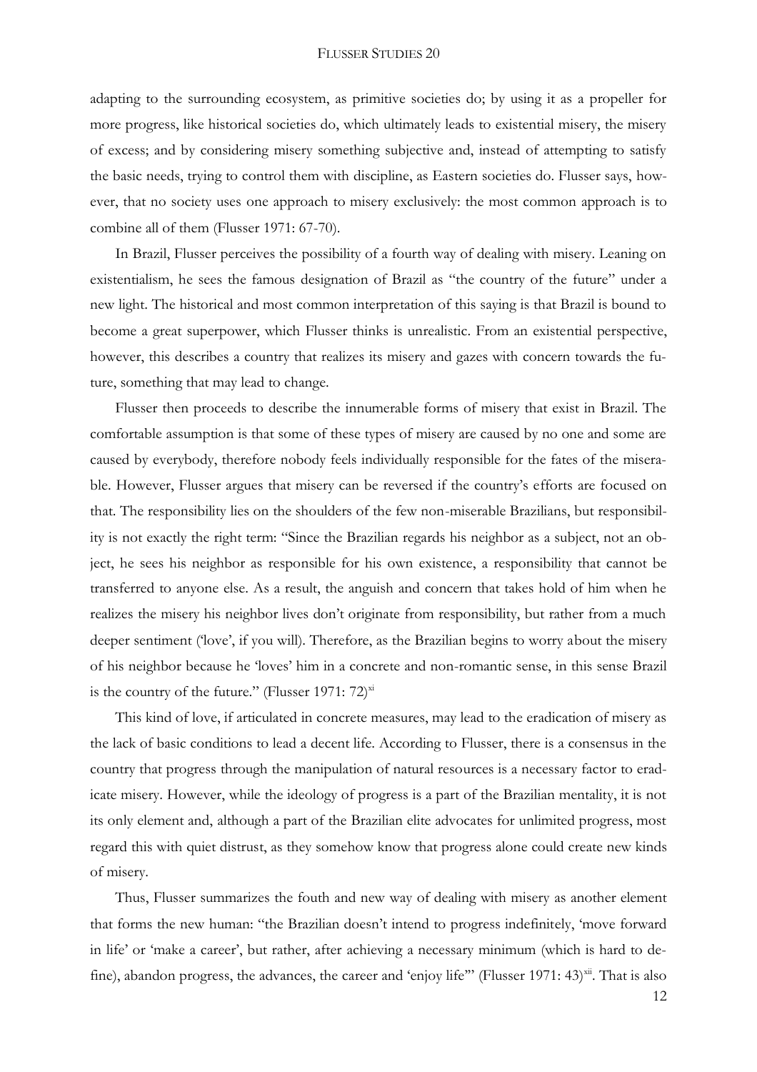adapting to the surrounding ecosystem, as primitive societies do; by using it as a propeller for more progress, like historical societies do, which ultimately leads to existential misery, the misery of excess; and by considering misery something subjective and, instead of attempting to satisfy the basic needs, trying to control them with discipline, as Eastern societies do. Flusser says, however, that no society uses one approach to misery exclusively: the most common approach is to combine all of them (Flusser 1971: 67-70).

In Brazil, Flusser perceives the possibility of a fourth way of dealing with misery. Leaning on existentialism, he sees the famous designation of Brazil as "the country of the future" under a new light. The historical and most common interpretation of this saying is that Brazil is bound to become a great superpower, which Flusser thinks is unrealistic. From an existential perspective, however, this describes a country that realizes its misery and gazes with concern towards the future, something that may lead to change.

Flusser then proceeds to describe the innumerable forms of misery that exist in Brazil. The comfortable assumption is that some of these types of misery are caused by no one and some are caused by everybody, therefore nobody feels individually responsible for the fates of the miserable. However, Flusser argues that misery can be reversed if the country's efforts are focused on that. The responsibility lies on the shoulders of the few non-miserable Brazilians, but responsibility is not exactly the right term: "Since the Brazilian regards his neighbor as a subject, not an object, he sees his neighbor as responsible for his own existence, a responsibility that cannot be transferred to anyone else. As a result, the anguish and concern that takes hold of him when he realizes the misery his neighbor lives don't originate from responsibility, but rather from a much deeper sentiment ('love', if you will). Therefore, as the Brazilian begins to worry about the misery of his neighbor because he 'loves' him in a concrete and non-romantic sense, in this sense Brazil is the country of the future." (Flusser 1971: 72)[xi]

This kind of love, if articulated in concrete measures, may lead to the eradication of misery as the lack of basic conditions to lead a decent life. According to Flusser, there is a consensus in the country that progress through the manipulation of natural resources is a necessary factor to eradicate misery. However, while the ideology of progress is a part of the Brazilian mentality, it is not its only element and, although a part of the Brazilian elite advocates for unlimited progress, most regard this with quiet distrust, as they somehow know that progress alone could create new kinds of misery.

Thus, Flusser summarizes the fouth and new way of dealing with misery as another element that forms the new human: "the Brazilian doesn't intend to progress indefinitely, 'move forward in life' or 'make a career', but rather, after achieving a necessary minimum (which is hard to define), abandon progress, the advances, the career and 'enjoy life'" (Flusser 1971: 43)[xii]. That is also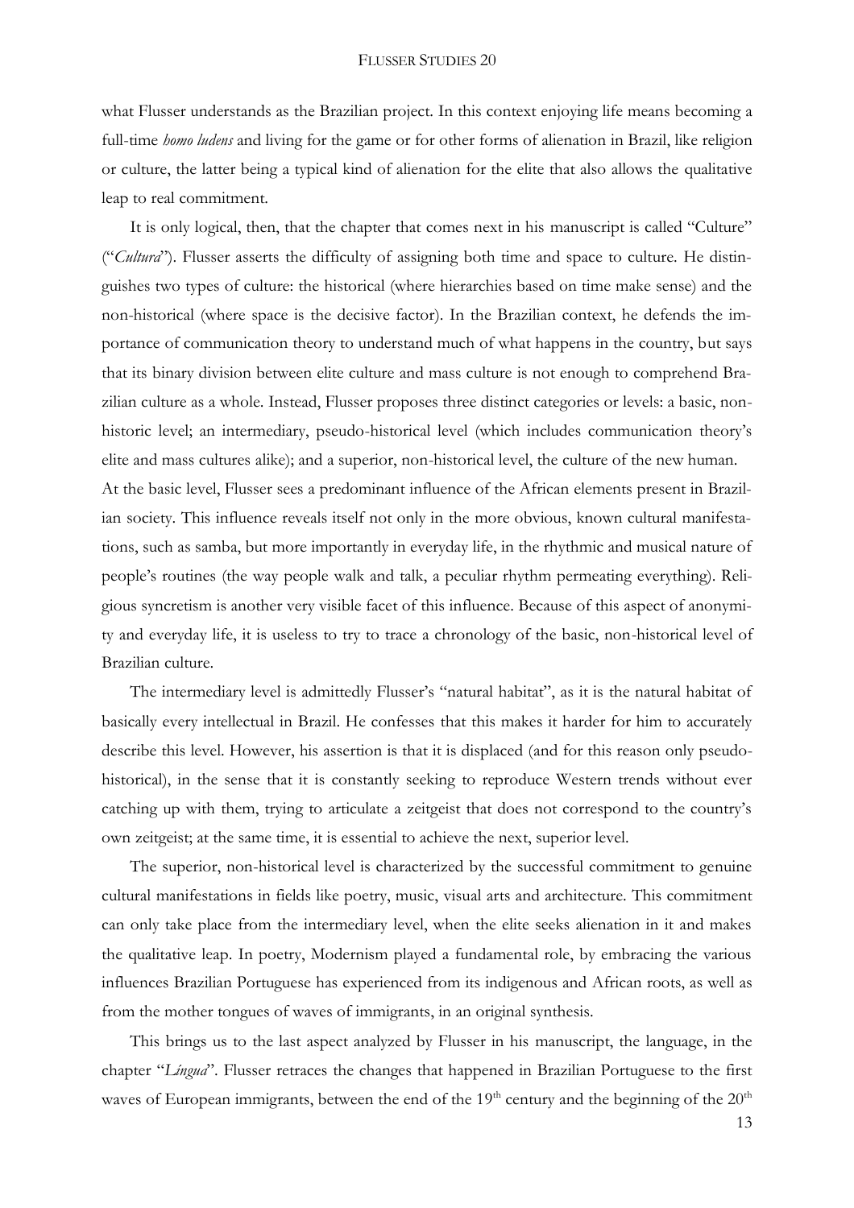what Flusser understands as the Brazilian project. In this context enjoying life means becoming a full-time *homo ludens* and living for the game or for other forms of alienation in Brazil, like religion or culture, the latter being a typical kind of alienation for the elite that also allows the qualitative leap to real commitment.

It is only logical, then, that the chapter that comes next in his manuscript is called "Culture" ("*Cultura*"). Flusser asserts the difficulty of assigning both time and space to culture. He distinguishes two types of culture: the historical (where hierarchies based on time make sense) and the non-historical (where space is the decisive factor). In the Brazilian context, he defends the importance of communication theory to understand much of what happens in the country, but says that its binary division between elite culture and mass culture is not enough to comprehend Brazilian culture as a whole. Instead, Flusser proposes three distinct categories or levels: a basic, non-historic level; an intermediary, pseudo-historical level (which includes communication theory's elite and mass cultures alike); and a superior, non-historical level, the culture of the new human.

At the basic level, Flusser sees a predominant influence of the African elements present in Brazilian society. This influence reveals itself not only in the more obvious, known cultural manifestations, such as samba, but more importantly in everyday life, in the rhythmic and musical nature of people's routines (the way people walk and talk, a peculiar rhythm permeating everything). Religious syncretism is another very visible facet of this influence. Because of this aspect of anonymity and everyday life, it is useless to try to trace a chronology of the basic, non-historical level of Brazilian culture.

The intermediary level is admittedly Flusser's "natural habitat", as it is the natural habitat of basically every intellectual in Brazil. He confesses that this makes it harder for him to accurately describe this level. However, his assertion is that it is displaced (and for this reason only pseudo-historical), in the sense that it is constantly seeking to reproduce Western trends without ever catching up with them, trying to articulate a zeitgeist that does not correspond to the country's own zeitgeist; at the same time, it is essential to achieve the next, superior level.

The superior, non-historical level is characterized by the successful commitment to genuine cultural manifestations in fields like poetry, music, visual arts and architecture. This commitment can only take place from the intermediary level, when the elite seeks alienation in it and makes the qualitative leap. In poetry, Modernism played a fundamental role, by embracing the various influences Brazilian Portuguese has experienced from its indigenous and African roots, as well as from the mother tongues of waves of immigrants, in an original synthesis.

This brings us to the last aspect analyzed by Flusser in his manuscript, the language, in the chapter "*Língua*". Flusser retraces the changes that happened in Brazilian Portuguese to the first waves of European immigrants, between the end of the 19th century and the beginning of the 20th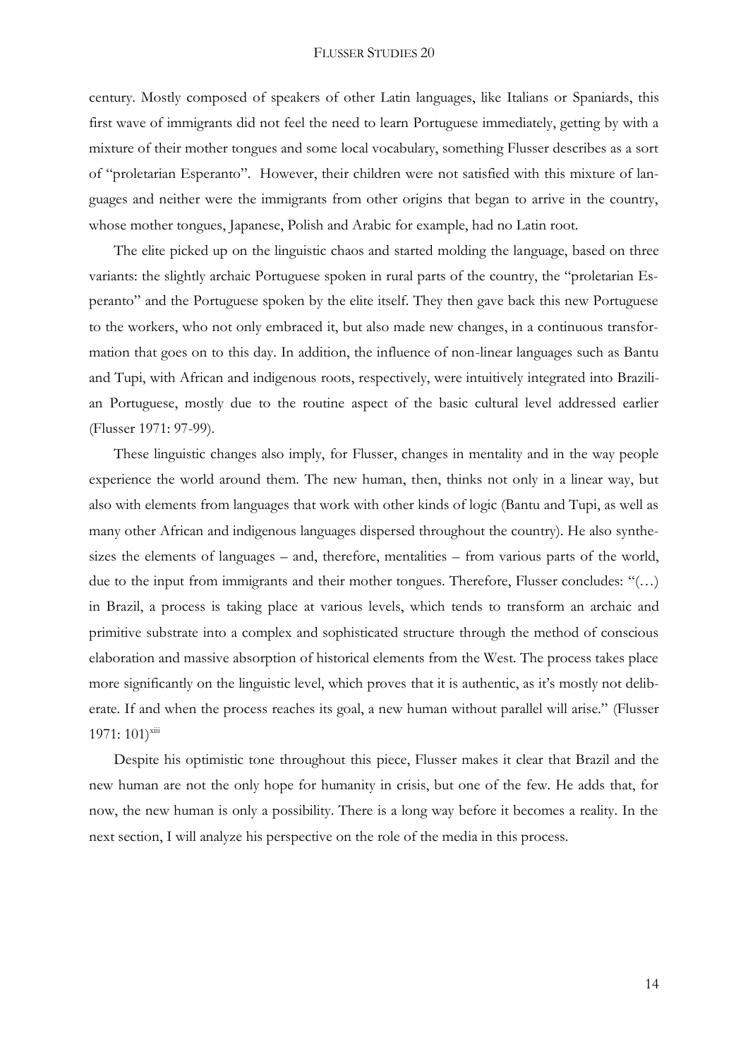century. Mostly composed of speakers of other Latin languages, like Italians or Spaniards, this first wave of immigrants did not feel the need to learn Portuguese immediately, getting by with a mixture of their mother tongues and some local vocabulary, something Flusser describes as a sort of "proletarian Esperanto". However, their children were not satisfied with this mixture of languages and neither were the immigrants from other origins that began to arrive in the country, whose mother tongues, Japanese, Polish and Arabic for example, had no Latin root.

The elite picked up on the linguistic chaos and started molding the language, based on three variants: the slightly archaic Portuguese spoken in rural parts of the country, the "proletarian Esperanto" and the Portuguese spoken by the elite itself. They then gave back this new Portuguese to the workers, who not only embraced it, but also made new changes, in a continuous transformation that goes on to this day. In addition, the influence of non-linear languages such as Bantu and Tupi, with African and indigenous roots, respectively, were intuitively integrated into Brazilian Portuguese, mostly due to the routine aspect of the basic cultural level addressed earlier (Flusser 1971: 97-99).

These linguistic changes also imply, for Flusser, changes in mentality and in the way people experience the world around them. The new human, then, thinks not only in a linear way, but also with elements from languages that work with other kinds of logic (Bantu and Tupi, as well as many other African and indigenous languages dispersed throughout the country). He also synthesizes the elements of languages – and, therefore, mentalities – from various parts of the world, due to the input from immigrants and their mother tongues. Therefore, Flusser concludes: "(…) in Brazil, a process is taking place at various levels, which tends to transform an archaic and primitive substrate into a complex and sophisticated structure through the method of conscious elaboration and massive absorption of historical elements from the West. The process takes place more significantly on the linguistic level, which proves that it is authentic, as it's mostly not deliberate. If and when the process reaches its goal, a new human without parallel will arise." (Flusser 1971: 101)[xiii]

Despite his optimistic tone throughout this piece, Flusser makes it clear that Brazil and the new human are not the only hope for humanity in crisis, but one of the few. He adds that, for now, the new human is only a possibility. There is a long way before it becomes a reality. In the next section, I will analyze his perspective on the role of the media in this process.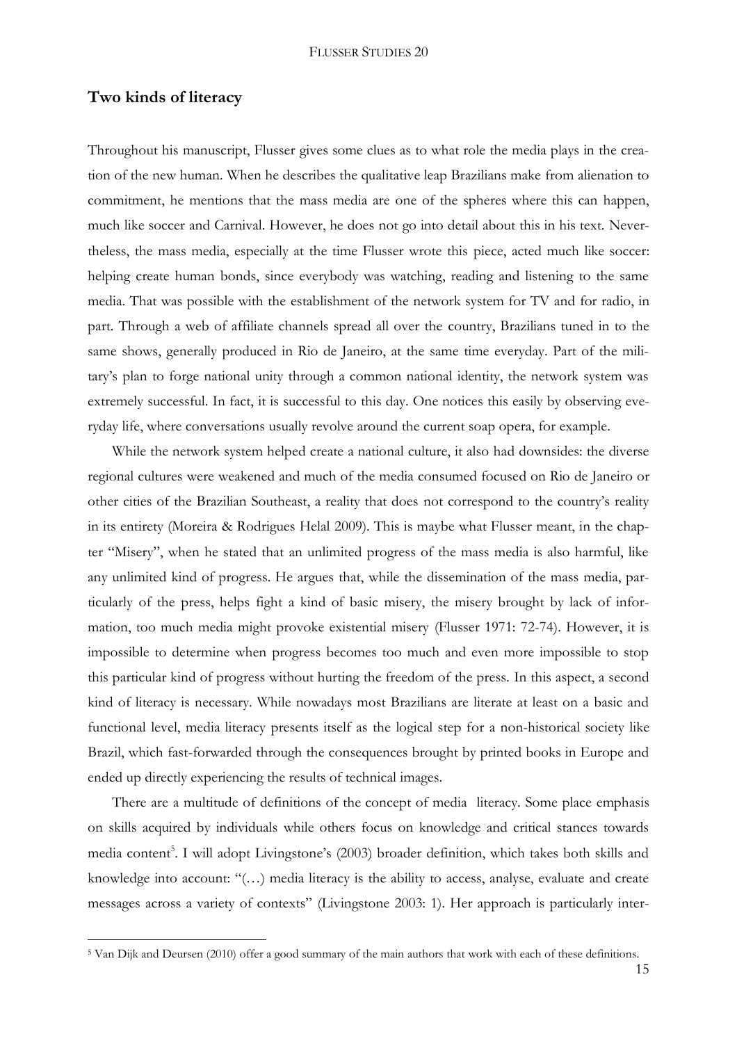## Two kinds of literacy

Throughout his manuscript, Flusser gives some clues as to what role the media plays in the creation of the new human. When he describes the qualitative leap Brazilians make from alienation to commitment, he mentions that the mass media are one of the spheres where this can happen, much like soccer and Carnival. However, he does not go into detail about this in his text. Nevertheless, the mass media, especially at the time Flusser wrote this piece, acted much like soccer: helping create human bonds, since everybody was watching, reading and listening to the same media. That was possible with the establishment of the network system for TV and for radio, in part. Through a web of affiliate channels spread all over the country, Brazilians tuned in to the same shows, generally produced in Rio de Janeiro, at the same time everyday. Part of the military's plan to forge national unity through a common national identity, the network system was extremely successful. In fact, it is successful to this day. One notices this easily by observing everyday life, where conversations usually revolve around the current soap opera, for example.

While the network system helped create a national culture, it also had downsides: the diverse regional cultures were weakened and much of the media consumed focused on Rio de Janeiro or other cities of the Brazilian Southeast, a reality that does not correspond to the country's reality in its entirety (Moreira & Rodrigues Helal 2009). This is maybe what Flusser meant, in the chapter "Misery", when he stated that an unlimited progress of the mass media is also harmful, like any unlimited kind of progress. He argues that, while the dissemination of the mass media, particularly of the press, helps fight a kind of basic misery, the misery brought by lack of information, too much media might provoke existential misery (Flusser 1971: 72-74). However, it is impossible to determine when progress becomes too much and even more impossible to stop this particular kind of progress without hurting the freedom of the press. In this aspect, a second kind of literacy is necessary. While nowadays most Brazilians are literate at least on a basic and functional level, media literacy presents itself as the logical step for a non-historical society like Brazil, which fast-forwarded through the consequences brought by printed books in Europe and ended up directly experiencing the results of technical images.

There are a multitude of definitions of the concept of media literacy. Some place emphasis on skills acquired by individuals while others focus on knowledge and critical stances towards media content[5]. I will adopt Livingstone's (2003) broader definition, which takes both skills and knowledge into account: "(…) media literacy is the ability to access, analyse, evaluate and create messages across a variety of contexts" (Livingstone 2003: 1). Her approach is particularly inter-

[5] Van Dijk and Deursen (2010) offer a good summary of the main authors that work with each of these definitions.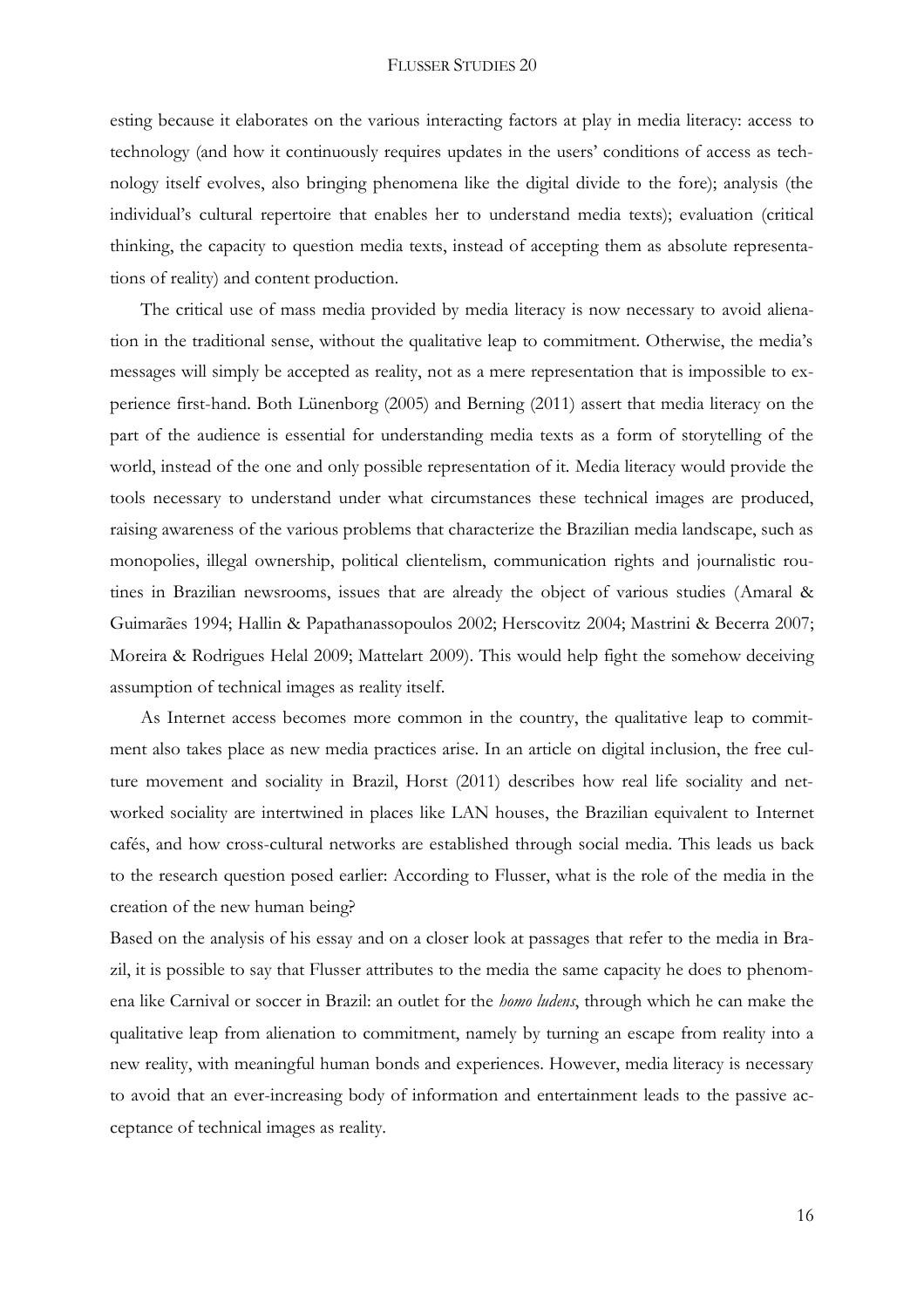esting because it elaborates on the various interacting factors at play in media literacy: access to technology (and how it continuously requires updates in the users' conditions of access as technology itself evolves, also bringing phenomena like the digital divide to the fore); analysis (the individual's cultural repertoire that enables her to understand media texts); evaluation (critical thinking, the capacity to question media texts, instead of accepting them as absolute representations of reality) and content production.

The critical use of mass media provided by media literacy is now necessary to avoid alienation in the traditional sense, without the qualitative leap to commitment. Otherwise, the media's messages will simply be accepted as reality, not as a mere representation that is impossible to experience first-hand. Both Lünenborg (2005) and Berning (2011) assert that media literacy on the part of the audience is essential for understanding media texts as a form of storytelling of the world, instead of the one and only possible representation of it. Media literacy would provide the tools necessary to understand under what circumstances these technical images are produced, raising awareness of the various problems that characterize the Brazilian media landscape, such as monopolies, illegal ownership, political clientelism, communication rights and journalistic routines in Brazilian newsrooms, issues that are already the object of various studies (Amaral & Guimarães 1994; Hallin & Papathanassopoulos 2002; Herscovitz 2004; Mastrini & Becerra 2007; Moreira & Rodrigues Helal 2009; Mattelart 2009). This would help fight the somehow deceiving assumption of technical images as reality itself.

As Internet access becomes more common in the country, the qualitative leap to commitment also takes place as new media practices arise. In an article on digital inclusion, the free culture movement and sociality in Brazil, Horst (2011) describes how real life sociality and networked sociality are intertwined in places like LAN houses, the Brazilian equivalent to Internet cafés, and how cross-cultural networks are established through social media. This leads us back to the research question posed earlier: According to Flusser, what is the role of the media in the creation of the new human being?

Based on the analysis of his essay and on a closer look at passages that refer to the media in Brazil, it is possible to say that Flusser attributes to the media the same capacity he does to phenomena like Carnival or soccer in Brazil: an outlet for the *homo ludens*, through which he can make the qualitative leap from alienation to commitment, namely by turning an escape from reality into a new reality, with meaningful human bonds and experiences. However, media literacy is necessary to avoid that an ever-increasing body of information and entertainment leads to the passive acceptance of technical images as reality.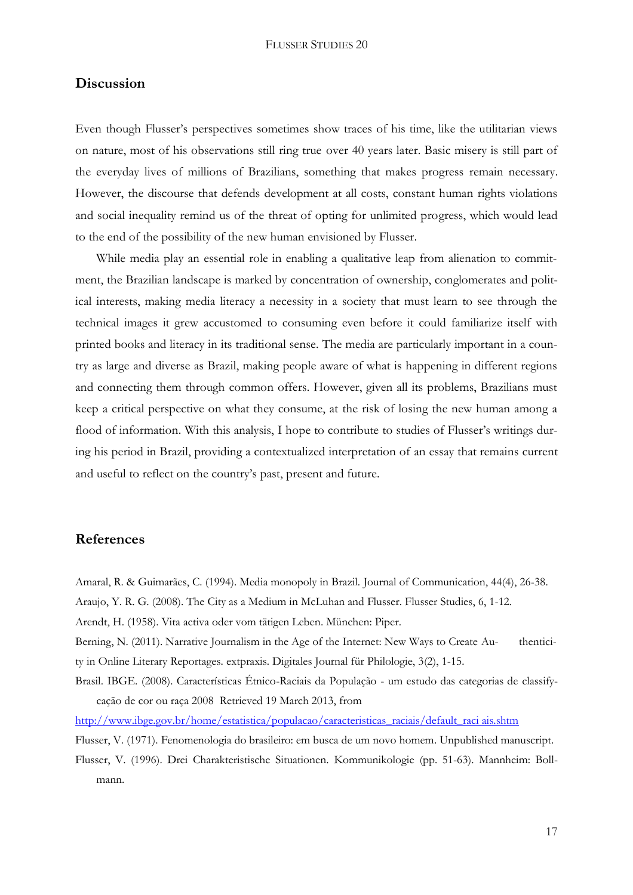## Discussion

Even though Flusser's perspectives sometimes show traces of his time, like the utilitarian views on nature, most of his observations still ring true over 40 years later. Basic misery is still part of the everyday lives of millions of Brazilians, something that makes progress remain necessary. However, the discourse that defends development at all costs, constant human rights violations and social inequality remind us of the threat of opting for unlimited progress, which would lead to the end of the possibility of the new human envisioned by Flusser.

While media play an essential role in enabling a qualitative leap from alienation to commitment, the Brazilian landscape is marked by concentration of ownership, conglomerates and political interests, making media literacy a necessity in a society that must learn to see through the technical images it grew accustomed to consuming even before it could familiarize itself with printed books and literacy in its traditional sense. The media are particularly important in a country as large and diverse as Brazil, making people aware of what is happening in different regions and connecting them through common offers. However, given all its problems, Brazilians must keep a critical perspective on what they consume, at the risk of losing the new human among a flood of information. With this analysis, I hope to contribute to studies of Flusser's writings during his period in Brazil, providing a contextualized interpretation of an essay that remains current and useful to reflect on the country's past, present and future.

## References

Amaral, R. & Guimarães, C. (1994). Media monopoly in Brazil. Journal of Communication, 44(4), 26-38.

Araujo, Y. R. G. (2008). The City as a Medium in McLuhan and Flusser. Flusser Studies, 6, 1-12.

Arendt, H. (1958). Vita activa oder vom tätigen Leben. München: Piper.

Berning, N. (2011). Narrative Journalism in the Age of the Internet: New Ways to Create Authenticity in Online Literary Reportages. extpraxis. Digitales Journal für Philologie, 3(2), 1-15.

Brasil. IBGE. (2008). Características Étnico-Raciais da População - um estudo das categorias de classifycação de cor ou raça 2008 Retrieved 19 March 2013, from http://www.ibge.gov.br/home/estatistica/populacao/caracteristicas_raciais/default_raci ais.shtm

Flusser, V. (1971). Fenomenologia do brasileiro: em busca de um novo homem. Unpublished manuscript.

Flusser, V. (1996). Drei Charakteristische Situationen. Kommunikologie (pp. 51-63). Mannheim: Bollmann.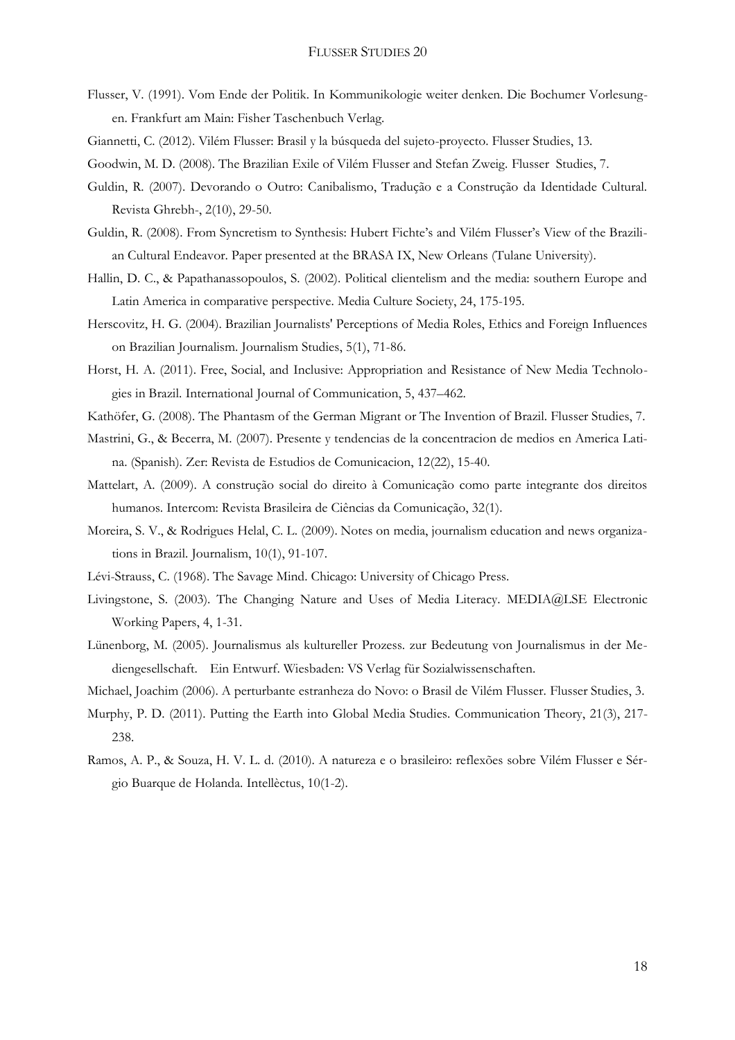Flusser, V. (1991). Vom Ende der Politik. In Kommunikologie weiter denken. Die Bochumer Vorlesungen. Frankfurt am Main: Fisher Taschenbuch Verlag.

Giannetti, C. (2012). Vilém Flusser: Brasil y la búsqueda del sujeto-proyecto. Flusser Studies, 13.

Goodwin, M. D. (2008). The Brazilian Exile of Vilém Flusser and Stefan Zweig. Flusser Studies, 7.

Guldin, R. (2007). Devorando o Outro: Canibalismo, Tradução e a Construção da Identidade Cultural. Revista Ghrebh-, 2(10), 29-50.

Guldin, R. (2008). From Syncretism to Synthesis: Hubert Fichte's and Vilém Flusser's View of the Brazilian Cultural Endeavor. Paper presented at the BRASA IX, New Orleans (Tulane University).

Hallin, D. C., & Papathanassopoulos, S. (2002). Political clientelism and the media: southern Europe and Latin America in comparative perspective. Media Culture Society, 24, 175-195.

Herscovitz, H. G. (2004). Brazilian Journalists' Perceptions of Media Roles, Ethics and Foreign Influences on Brazilian Journalism. Journalism Studies, 5(1), 71-86.

Horst, H. A. (2011). Free, Social, and Inclusive: Appropriation and Resistance of New Media Technologies in Brazil. International Journal of Communication, 5, 437–462.

Kathöfer, G. (2008). The Phantasm of the German Migrant or The Invention of Brazil. Flusser Studies, 7.

Mastrini, G., & Becerra, M. (2007). Presente y tendencias de la concentracion de medios en America Latina. (Spanish). Zer: Revista de Estudios de Comunicacion, 12(22), 15-40.

Mattelart, A. (2009). A construção social do direito à Comunicação como parte integrante dos direitos humanos. Intercom: Revista Brasileira de Ciências da Comunicação, 32(1).

Moreira, S. V., & Rodrigues Helal, C. L. (2009). Notes on media, journalism education and news organizations in Brazil. Journalism, 10(1), 91-107.

Lévi-Strauss, C. (1968). The Savage Mind. Chicago: University of Chicago Press.

Livingstone, S. (2003). The Changing Nature and Uses of Media Literacy. MEDIA@LSE Electronic Working Papers, 4, 1-31.

Lünenborg, M. (2005). Journalismus als kultureller Prozess. zur Bedeutung von Journalismus in der Mediengesellschaft. Ein Entwurf. Wiesbaden: VS Verlag für Sozialwissenschaften.

Michael, Joachim (2006). A perturbante estranheza do Novo: o Brasil de Vilém Flusser. Flusser Studies, 3.

Murphy, P. D. (2011). Putting the Earth into Global Media Studies. Communication Theory, 21(3), 217-238.

Ramos, A. P., & Souza, H. V. L. d. (2010). A natureza e o brasileiro: reflexões sobre Vilém Flusser e Sérgio Buarque de Holanda. Intellèctus, 10(1-2).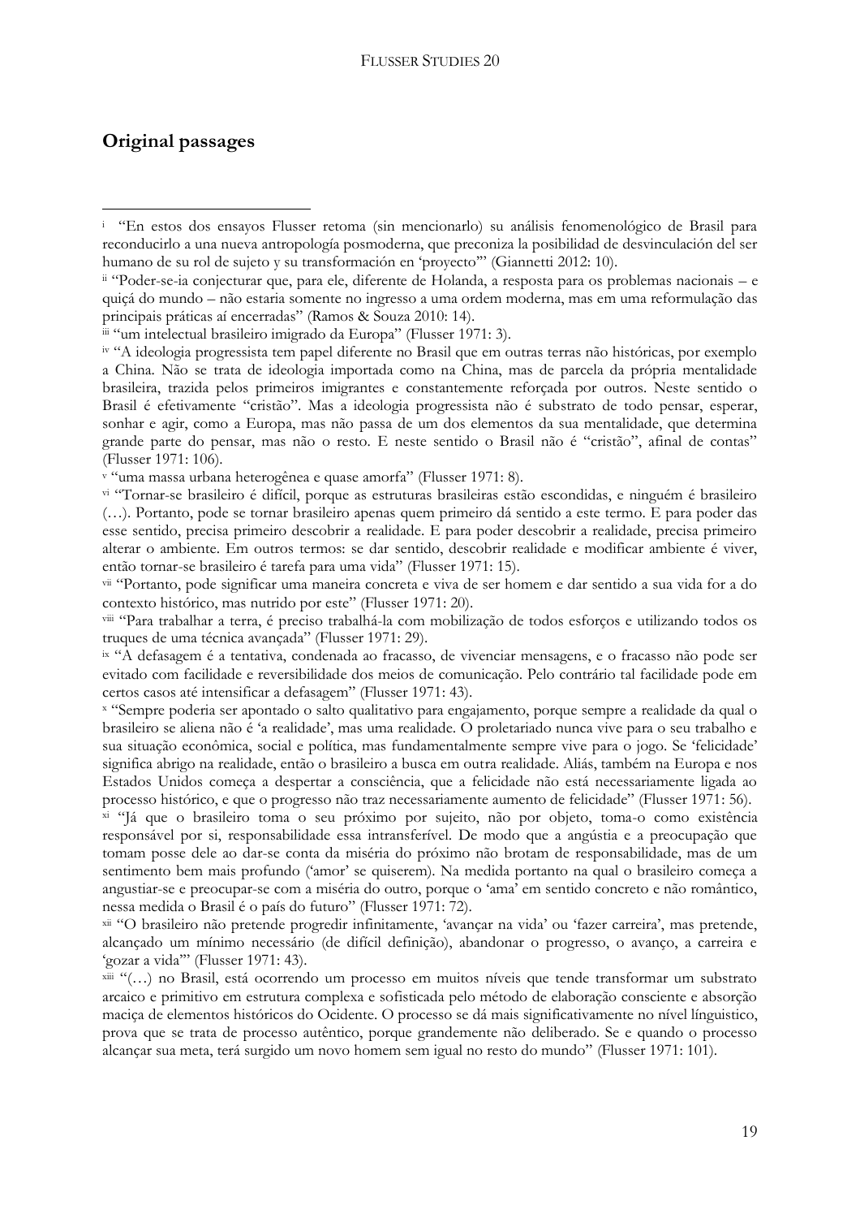## Original passages

[i] "En estos dos ensayos Flusser retoma (sin mencionarlo) su análisis fenomenológico de Brasil para reconducirlo a una nueva antropología posmoderna, que preconiza la posibilidad de desvinculación del ser humano de su rol de sujeto y su transformación en 'proyecto'" (Giannetti 2012: 10).

[ii] "Poder-se-ia conjecturar que, para ele, diferente de Holanda, a resposta para os problemas nacionais – e quiçá do mundo – não estaria somente no ingresso a uma ordem moderna, mas em uma reformulação das principais práticas aí encerradas" (Ramos & Souza 2010: 14).

[iii] "um intelectual brasileiro imigrado da Europa" (Flusser 1971: 3).

[iv] "A ideologia progressista tem papel diferente no Brasil que em outras terras não históricas, por exemplo a China. Não se trata de ideologia importada como na China, mas de parcela da própria mentalidade brasileira, trazida pelos primeiros imigrantes e constantemente reforçada por outros. Neste sentido o Brasil é efetivamente "cristão". Mas a ideologia progressista não é substrato de todo pensar, esperar, sonhar e agir, como a Europa, mas não passa de um dos elementos da sua mentalidade, que determina grande parte do pensar, mas não o resto. E neste sentido o Brasil não é "cristão", afinal de contas" (Flusser 1971: 106).

[v] "uma massa urbana heterogênea e quase amorfa" (Flusser 1971: 8).

[vi] "Tornar-se brasileiro é difícil, porque as estruturas brasileiras estão escondidas, e ninguém é brasileiro (…). Portanto, pode se tornar brasileiro apenas quem primeiro dá sentido a este termo. E para poder das esse sentido, precisa primeiro descobrir a realidade. E para poder descobrir a realidade, precisa primeiro alterar o ambiente. Em outros termos: se dar sentido, descobrir realidade e modificar ambiente é viver, então tornar-se brasileiro é tarefa para uma vida" (Flusser 1971: 15).

[vii] "Portanto, pode significar uma maneira concreta e viva de ser homem e dar sentido a sua vida for a do contexto histórico, mas nutrido por este" (Flusser 1971: 20).

[viii] "Para trabalhar a terra, é preciso trabalhá-la com mobilização de todos esforços e utilizando todos os truques de uma técnica avançada" (Flusser 1971: 29).

[ix] "A defasagem é a tentativa, condenada ao fracasso, de vivenciar mensagens, e o fracasso não pode ser evitado com facilidade e reversibilidade dos meios de comunicação. Pelo contrário tal facilidade pode em certos casos até intensificar a defasagem" (Flusser 1971: 43).

[x] "Sempre poderia ser apontado o salto qualitativo para engajamento, porque sempre a realidade da qual o brasileiro se aliena não é 'a realidade', mas uma realidade. O proletariado nunca vive para o seu trabalho e sua situação econômica, social e política, mas fundamentalmente sempre vive para o jogo. Se 'felicidade' significa abrigo na realidade, então o brasileiro a busca em outra realidade. Aliás, também na Europa e nos Estados Unidos começa a despertar a consciência, que a felicidade não está necessariamente ligada ao processo histórico, e que o progresso não traz necessariamente aumento de felicidade" (Flusser 1971: 56).

[xi] "Já que o brasileiro toma o seu próximo por sujeito, não por objeto, toma-o como existência responsável por si, responsabilidade essa intransferível. De modo que a angústia e a preocupação que tomam posse dele ao dar-se conta da miséria do próximo não brotam de responsabilidade, mas de um sentimento bem mais profundo ('amor' se quiserem). Na medida portanto na qual o brasileiro começa a angustiar-se e preocupar-se com a miséria do outro, porque o 'ama' em sentido concreto e não romântico, nessa medida o Brasil é o país do futuro" (Flusser 1971: 72).

[xii] "O brasileiro não pretende progredir infinitamente, 'avançar na vida' ou 'fazer carreira', mas pretende, alcançado um mínimo necessário (de difícil definição), abandonar o progresso, o avanço, a carreira e 'gozar a vida'" (Flusser 1971: 43).

[xiii] "(…) no Brasil, está ocorrendo um processo em muitos níveis que tende transformar um substrato arcaico e primitivo em estrutura complexa e sofisticada pelo método de elaboração consciente e absorção maciça de elementos históricos do Ocidente. O processo se dá mais significativamente no nível línguistico, prova que se trata de processo autêntico, porque grandemente não deliberado. Se e quando o processo alcançar sua meta, terá surgido um novo homem sem igual no resto do mundo" (Flusser 1971: 101).